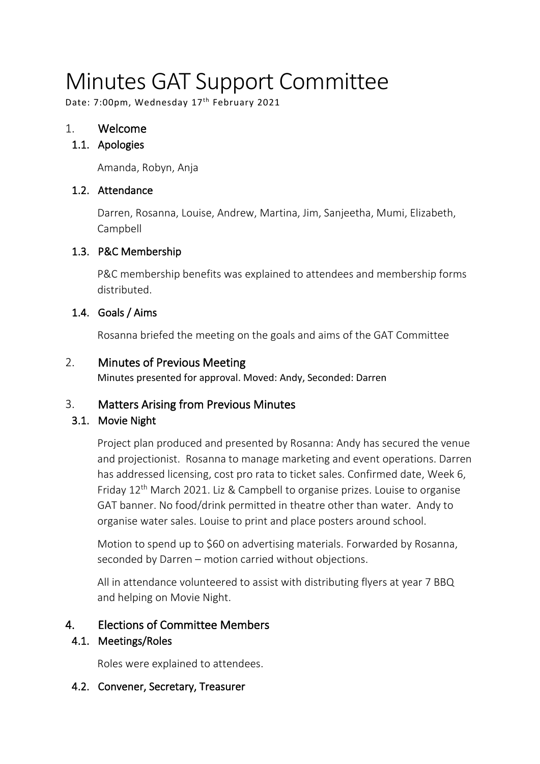# Minutes GAT Support Committee

Date: 7:00pm, Wednesday 17th February 2021

## 1. Welcome

### 1.1. Apologies

Amanda, Robyn, Anja

### 1.2. Attendance

Darren, Rosanna, Louise, Andrew, Martina, Jim, Sanjeetha, Mumi, Elizabeth, Campbell

### 1.3. P&C Membership

P&C membership benefits was explained to attendees and membership forms distributed.

### 1.4. Goals / Aims

Rosanna briefed the meeting on the goals and aims of the GAT Committee

## 2. Minutes of Previous Meeting

Minutes presented for approval. Moved: Andy, Seconded: Darren

## 3. Matters Arising from Previous Minutes

### 3.1. Movie Night

Project plan produced and presented by Rosanna: Andy has secured the venue and projectionist. Rosanna to manage marketing and event operations. Darren has addressed licensing, cost pro rata to ticket sales. Confirmed date, Week 6, Friday 12th March 2021. Liz & Campbell to organise prizes. Louise to organise GAT banner. No food/drink permitted in theatre other than water. Andy to organise water sales. Louise to print and place posters around school.

Motion to spend up to $60 on advertising materials. Forwarded by Rosanna, seconded by Darren – motion carried without objections.

All in attendance volunteered to assist with distributing flyers at year 7 BBQ and helping on Movie Night.

## 4. Elections of Committee Members

### 4.1. Meetings/Roles

Roles were explained to attendees.

### 4.2. Convener, Secretary, Treasurer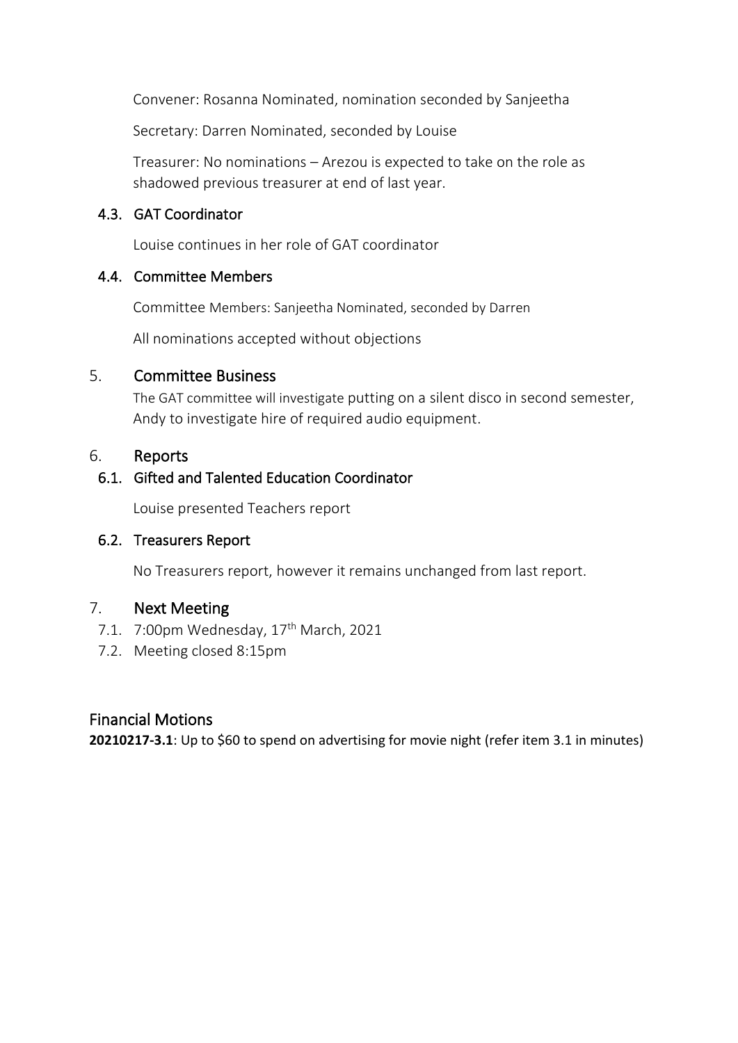Convener: Rosanna Nominated, nomination seconded by Sanjeetha

Secretary: Darren Nominated, seconded by Louise

Treasurer: No nominations – Arezou is expected to take on the role as shadowed previous treasurer at end of last year.

### 4.3. GAT Coordinator

Louise continues in her role of GAT coordinator

### 4.4. Committee Members

Committee Members: Sanjeetha Nominated, seconded by Darren

All nominations accepted without objections

## 5. Committee Business

The GAT committee will investigate putting on a silent disco in second semester, Andy to investigate hire of required audio equipment.

## 6. Reports

### 6.1. Gifted and Talented Education Coordinator

Louise presented Teachers report

### 6.2. Treasurers Report

No Treasurers report, however it remains unchanged from last report.

## 7. Next Meeting

7.1. 7:00pm Wednesday, 17th March, 2021

7.2. Meeting closed 8:15pm

## Financial Motions

**20210217-3.1**: Up to $60 to spend on advertising for movie night (refer item 3.1 in minutes)